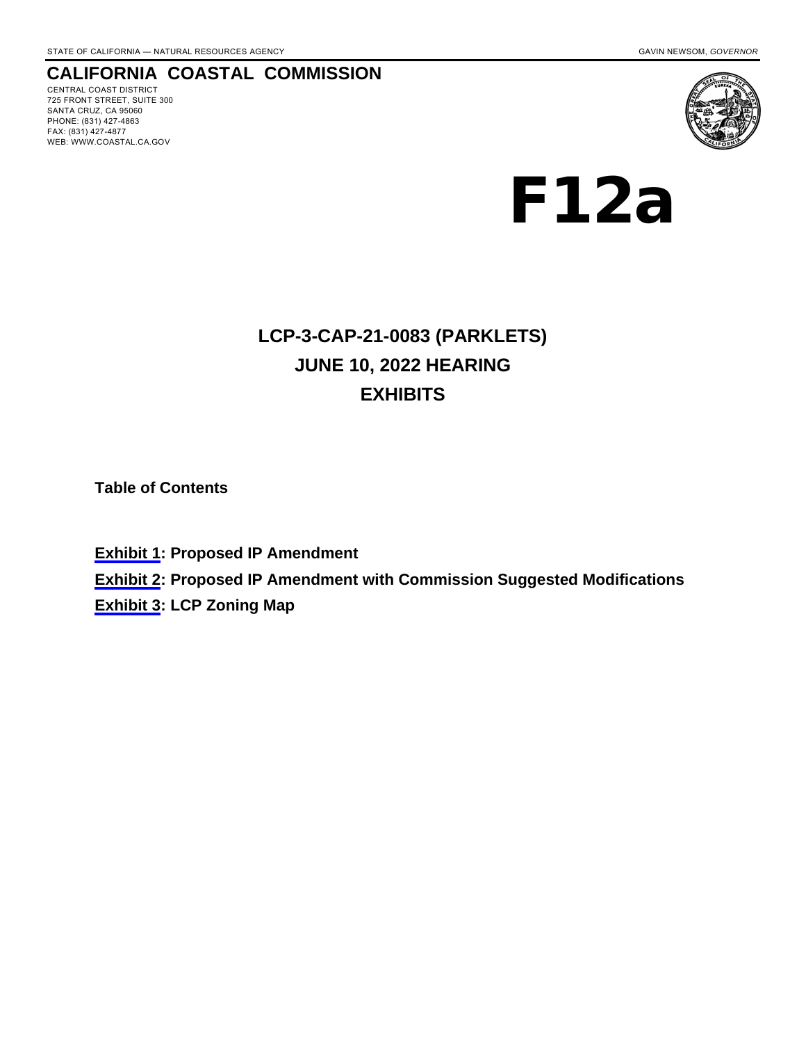STATE OF CALIFORNIA — NATURAL RESOURCES AGENCY GAVIN NEWSOM, *GOVERNOR*

# CALIFORNIA COASTAL COMMISSION

CENTRAL COAST DISTRICT
725 FRONT STREET, SUITE 300
SANTA CRUZ, CA 95060
PHONE: (831) 427-4863
FAX: (831) 427-4877
WEB: WWW.COASTAL.CA.GOV

# F12a

## LCP-3-CAP-21-0083 (PARKLETS)
## JUNE 10, 2022 HEARING
## EXHIBITS

**Table of Contents**

**Exhibit 1: Proposed IP Amendment**
**Exhibit 2: Proposed IP Amendment with Commission Suggested Modifications**
**Exhibit 3: LCP Zoning Map**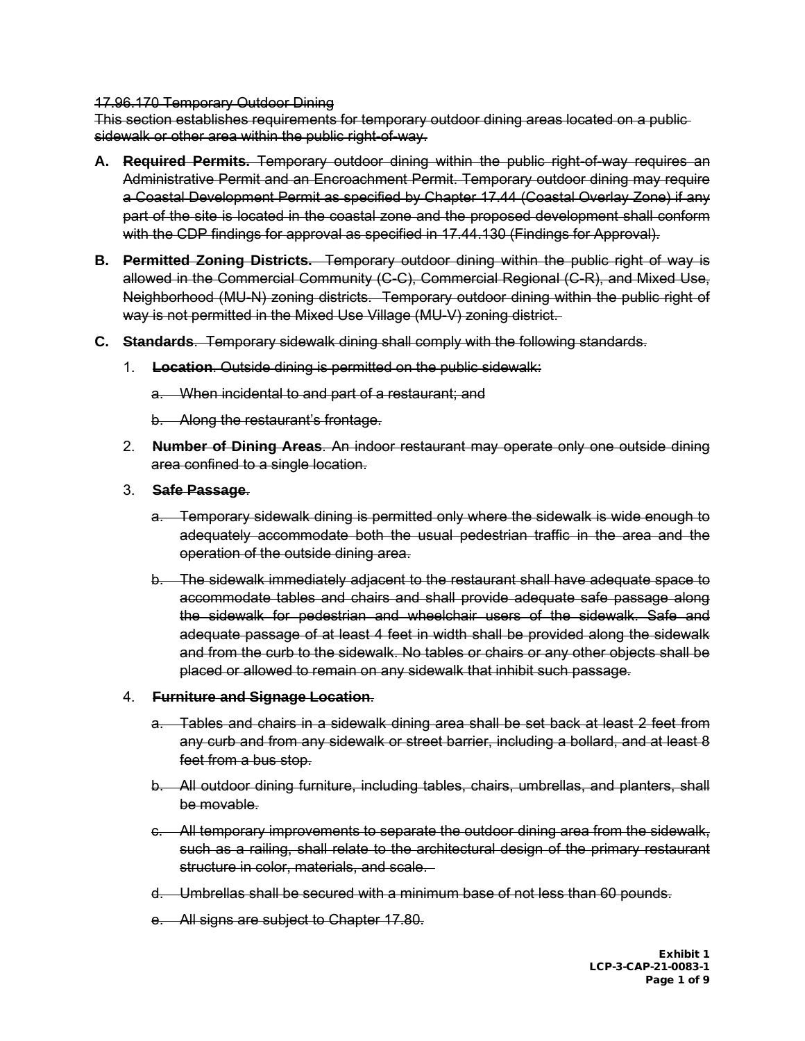~~17.96.170 Temporary Outdoor Dining~~

~~This section establishes requirements for temporary outdoor dining areas located on a public sidewalk or other area within the public right-of-way.~~

**A.** ~~**Required Permits.** Temporary outdoor dining within the public right-of-way requires an Administrative Permit and an Encroachment Permit. Temporary outdoor dining may require a Coastal Development Permit as specified by Chapter 17.44 (Coastal Overlay Zone) if any part of the site is located in the coastal zone and the proposed development shall conform with the CDP findings for approval as specified in 17.44.130 (Findings for Approval).~~

**B.** ~~**Permitted Zoning Districts.** Temporary outdoor dining within the public right of way is allowed in the Commercial Community (C-C), Commercial Regional (C-R), and Mixed Use, Neighborhood (MU-N) zoning districts. Temporary outdoor dining within the public right of way is not permitted in the Mixed Use Village (MU-V) zoning district.~~

**C.** ~~**Standards**. Temporary sidewalk dining shall comply with the following standards.~~

1. ~~**Location**. Outside dining is permitted on the public sidewalk:~~

   a. ~~When incidental to and part of a restaurant; and~~

   b. ~~Along the restaurant's frontage.~~

2. ~~**Number of Dining Areas**. An indoor restaurant may operate only one outside dining area confined to a single location.~~

3. ~~**Safe Passage**.~~

   a. ~~Temporary sidewalk dining is permitted only where the sidewalk is wide enough to adequately accommodate both the usual pedestrian traffic in the area and the operation of the outside dining area.~~

   b. ~~The sidewalk immediately adjacent to the restaurant shall have adequate space to accommodate tables and chairs and shall provide adequate safe passage along the sidewalk for pedestrian and wheelchair users of the sidewalk. Safe and adequate passage of at least 4 feet in width shall be provided along the sidewalk and from the curb to the sidewalk. No tables or chairs or any other objects shall be placed or allowed to remain on any sidewalk that inhibit such passage.~~

4. ~~**Furniture and Signage Location**.~~

   a. ~~Tables and chairs in a sidewalk dining area shall be set back at least 2 feet from any curb and from any sidewalk or street barrier, including a bollard, and at least 8 feet from a bus stop.~~

   b. ~~All outdoor dining furniture, including tables, chairs, umbrellas, and planters, shall be movable.~~

   c. ~~All temporary improvements to separate the outdoor dining area from the sidewalk, such as a railing, shall relate to the architectural design of the primary restaurant structure in color, materials, and scale.~~

   d. ~~Umbrellas shall be secured with a minimum base of not less than 60 pounds.~~

   e. ~~All signs are subject to Chapter 17.80.~~

**Exhibit 1**
**LCP-3-CAP-21-0083-1**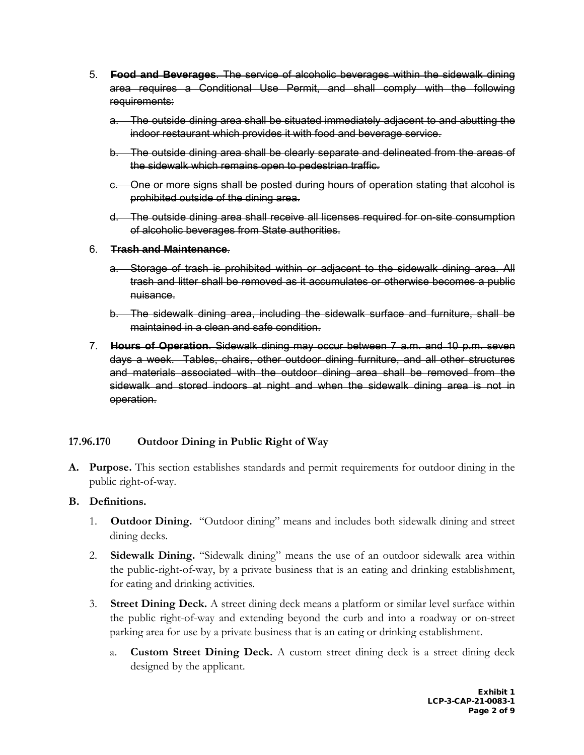5. ~~**Food and Beverages**. The service of alcoholic beverages within the sidewalk dining area requires a Conditional Use Permit, and shall comply with the following requirements:~~

   a. ~~The outside dining area shall be situated immediately adjacent to and abutting the indoor restaurant which provides it with food and beverage service.~~

   b. ~~The outside dining area shall be clearly separate and delineated from the areas of the sidewalk which remains open to pedestrian traffic.~~

   c. ~~One or more signs shall be posted during hours of operation stating that alcohol is prohibited outside of the dining area.~~

   d. ~~The outside dining area shall receive all licenses required for on-site consumption of alcoholic beverages from State authorities.~~

6. ~~**Trash and Maintenance**.~~

   a. ~~Storage of trash is prohibited within or adjacent to the sidewalk dining area. All trash and litter shall be removed as it accumulates or otherwise becomes a public nuisance.~~

   b. ~~The sidewalk dining area, including the sidewalk surface and furniture, shall be maintained in a clean and safe condition.~~

7. ~~**Hours of Operation**. Sidewalk dining may occur between 7 a.m. and 10 p.m. seven days a week. Tables, chairs, other outdoor dining furniture, and all other structures and materials associated with the outdoor dining area shall be removed from the sidewalk and stored indoors at night and when the sidewalk dining area is not in operation.~~

### 17.96.170 Outdoor Dining in Public Right of Way

**A. Purpose.** This section establishes standards and permit requirements for outdoor dining in the public right-of-way.

**B. Definitions.**

1. **Outdoor Dining.** "Outdoor dining" means and includes both sidewalk dining and street dining decks.

2. **Sidewalk Dining.** "Sidewalk dining" means the use of an outdoor sidewalk area within the public-right-of-way, by a private business that is an eating and drinking establishment, for eating and drinking activities.

3. **Street Dining Deck.** A street dining deck means a platform or similar level surface within the public right-of-way and extending beyond the curb and into a roadway or on-street parking area for use by a private business that is an eating or drinking establishment.

   a. **Custom Street Dining Deck.** A custom street dining deck is a street dining deck designed by the applicant.

**Exhibit 1**
**LCP-3-CAP-21-0083-1**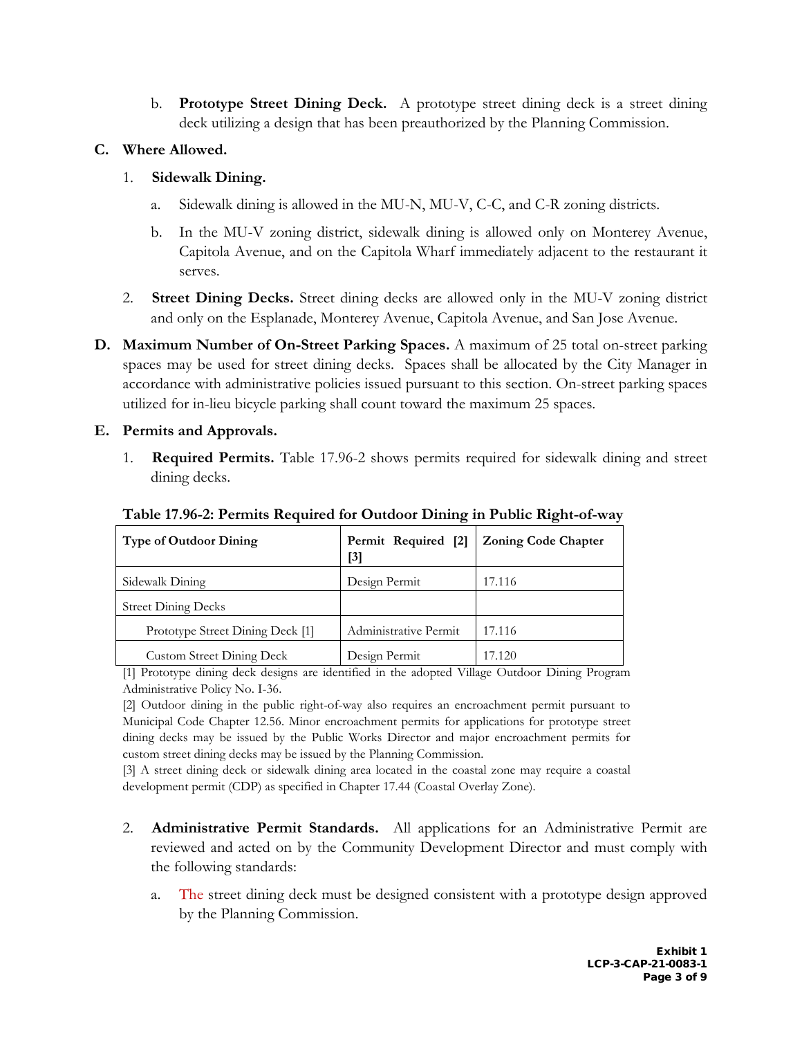b. **Prototype Street Dining Deck.** A prototype street dining deck is a street dining deck utilizing a design that has been preauthorized by the Planning Commission.

**C. Where Allowed.**

1. **Sidewalk Dining.**

   a. Sidewalk dining is allowed in the MU-N, MU-V, C-C, and C-R zoning districts.

   b. In the MU-V zoning district, sidewalk dining is allowed only on Monterey Avenue, Capitola Avenue, and on the Capitola Wharf immediately adjacent to the restaurant it serves.

2. **Street Dining Decks.** Street dining decks are allowed only in the MU-V zoning district and only on the Esplanade, Monterey Avenue, Capitola Avenue, and San Jose Avenue.

**D. Maximum Number of On-Street Parking Spaces.** A maximum of 25 total on-street parking spaces may be used for street dining decks. Spaces shall be allocated by the City Manager in accordance with administrative policies issued pursuant to this section. On-street parking spaces utilized for in-lieu bicycle parking shall count toward the maximum 25 spaces.

**E. Permits and Approvals.**

1. **Required Permits.** Table 17.96-2 shows permits required for sidewalk dining and street dining decks.

**Table 17.96-2: Permits Required for Outdoor Dining in Public Right-of-way**

| Type of Outdoor Dining | Permit Required [2] [3] | Zoning Code Chapter |
|---|---|---|
| Sidewalk Dining | Design Permit | 17.116 |
| Street Dining Decks | | |
| Prototype Street Dining Deck [1] | Administrative Permit | 17.116 |
| Custom Street Dining Deck | Design Permit | 17.120 |

[1] Prototype dining deck designs are identified in the adopted Village Outdoor Dining Program Administrative Policy No. I-36.

[2] Outdoor dining in the public right-of-way also requires an encroachment permit pursuant to Municipal Code Chapter 12.56. Minor encroachment permits for applications for prototype street dining decks may be issued by the Public Works Director and major encroachment permits for custom street dining decks may be issued by the Planning Commission.

[3] A street dining deck or sidewalk dining area located in the coastal zone may require a coastal development permit (CDP) as specified in Chapter 17.44 (Coastal Overlay Zone).

2. **Administrative Permit Standards.** All applications for an Administrative Permit are reviewed and acted on by the Community Development Director and must comply with the following standards:

   a. The street dining deck must be designed consistent with a prototype design approved by the Planning Commission.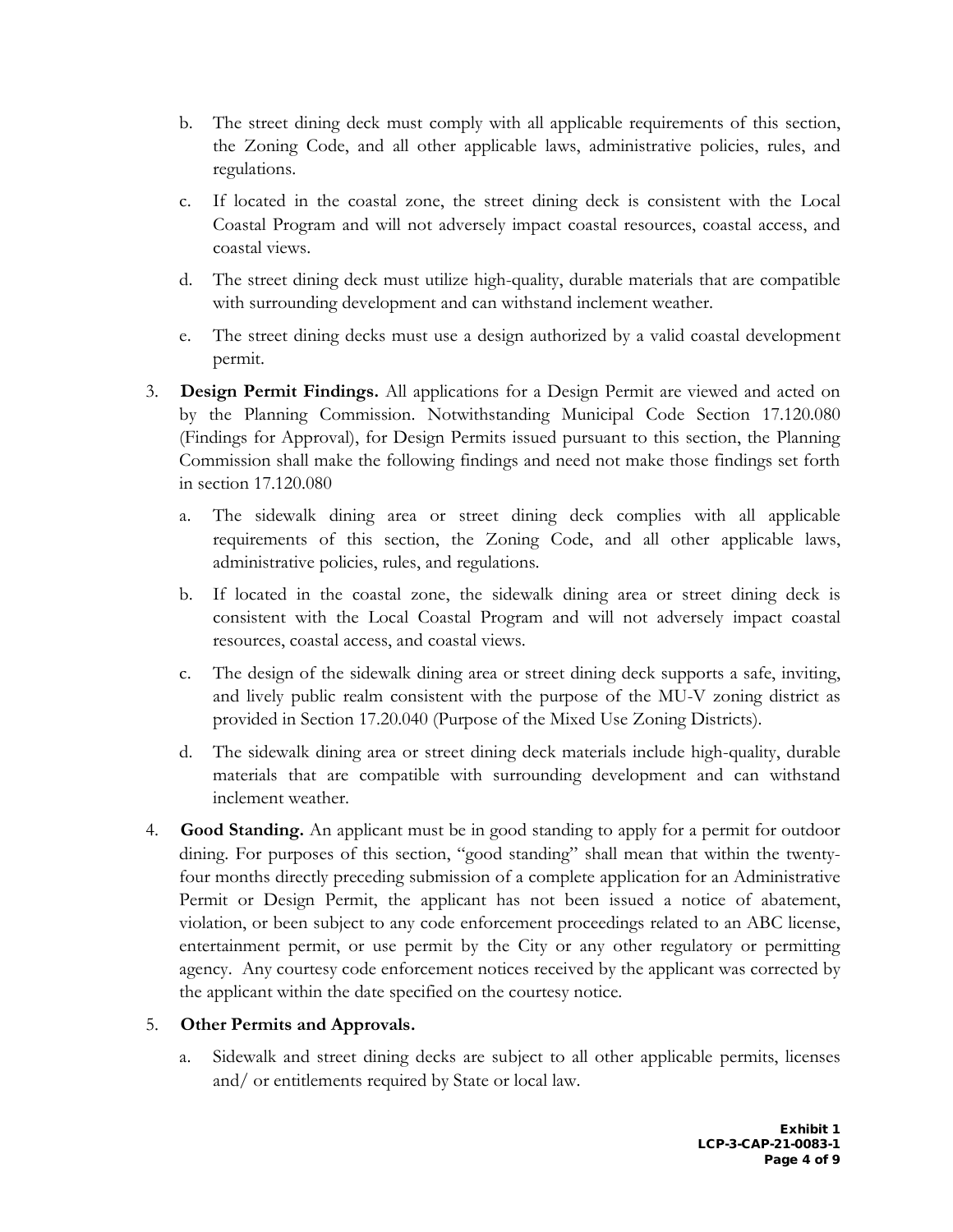b. The street dining deck must comply with all applicable requirements of this section, the Zoning Code, and all other applicable laws, administrative policies, rules, and regulations.

c. If located in the coastal zone, the street dining deck is consistent with the Local Coastal Program and will not adversely impact coastal resources, coastal access, and coastal views.

d. The street dining deck must utilize high-quality, durable materials that are compatible with surrounding development and can withstand inclement weather.

e. The street dining decks must use a design authorized by a valid coastal development permit.

3. **Design Permit Findings.** All applications for a Design Permit are viewed and acted on by the Planning Commission. Notwithstanding Municipal Code Section 17.120.080 (Findings for Approval), for Design Permits issued pursuant to this section, the Planning Commission shall make the following findings and need not make those findings set forth in section 17.120.080

   a. The sidewalk dining area or street dining deck complies with all applicable requirements of this section, the Zoning Code, and all other applicable laws, administrative policies, rules, and regulations.

   b. If located in the coastal zone, the sidewalk dining area or street dining deck is consistent with the Local Coastal Program and will not adversely impact coastal resources, coastal access, and coastal views.

   c. The design of the sidewalk dining area or street dining deck supports a safe, inviting, and lively public realm consistent with the purpose of the MU-V zoning district as provided in Section 17.20.040 (Purpose of the Mixed Use Zoning Districts).

   d. The sidewalk dining area or street dining deck materials include high-quality, durable materials that are compatible with surrounding development and can withstand inclement weather.

4. **Good Standing.** An applicant must be in good standing to apply for a permit for outdoor dining. For purposes of this section, "good standing" shall mean that within the twenty-four months directly preceding submission of a complete application for an Administrative Permit or Design Permit, the applicant has not been issued a notice of abatement, violation, or been subject to any code enforcement proceedings related to an ABC license, entertainment permit, or use permit by the City or any other regulatory or permitting agency. Any courtesy code enforcement notices received by the applicant was corrected by the applicant within the date specified on the courtesy notice.

5. **Other Permits and Approvals.**

   a. Sidewalk and street dining decks are subject to all other applicable permits, licenses and/ or entitlements required by State or local law.

**Exhibit 1**
**LCP-3-CAP-21-0083-1**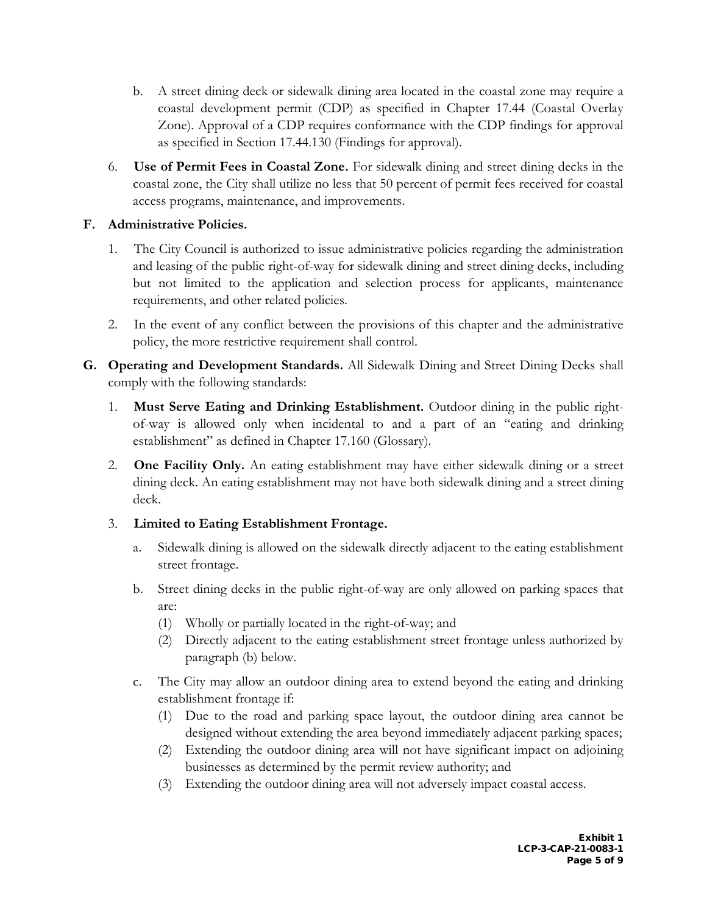b. A street dining deck or sidewalk dining area located in the coastal zone may require a coastal development permit (CDP) as specified in Chapter 17.44 (Coastal Overlay Zone). Approval of a CDP requires conformance with the CDP findings for approval as specified in Section 17.44.130 (Findings for approval).

6. **Use of Permit Fees in Coastal Zone.** For sidewalk dining and street dining decks in the coastal zone, the City shall utilize no less that 50 percent of permit fees received for coastal access programs, maintenance, and improvements.

**F. Administrative Policies.**

1. The City Council is authorized to issue administrative policies regarding the administration and leasing of the public right-of-way for sidewalk dining and street dining decks, including but not limited to the application and selection process for applicants, maintenance requirements, and other related policies.

2. In the event of any conflict between the provisions of this chapter and the administrative policy, the more restrictive requirement shall control.

**G. Operating and Development Standards.** All Sidewalk Dining and Street Dining Decks shall comply with the following standards:

1. **Must Serve Eating and Drinking Establishment.** Outdoor dining in the public right-of-way is allowed only when incidental to and a part of an "eating and drinking establishment" as defined in Chapter 17.160 (Glossary).

2. **One Facility Only.** An eating establishment may have either sidewalk dining or a street dining deck. An eating establishment may not have both sidewalk dining and a street dining deck.

3. **Limited to Eating Establishment Frontage.**

   a. Sidewalk dining is allowed on the sidewalk directly adjacent to the eating establishment street frontage.

   b. Street dining decks in the public right-of-way are only allowed on parking spaces that are:
      (1) Wholly or partially located in the right-of-way; and
      (2) Directly adjacent to the eating establishment street frontage unless authorized by paragraph (b) below.

   c. The City may allow an outdoor dining area to extend beyond the eating and drinking establishment frontage if:
      (1) Due to the road and parking space layout, the outdoor dining area cannot be designed without extending the area beyond immediately adjacent parking spaces;
      (2) Extending the outdoor dining area will not have significant impact on adjoining businesses as determined by the permit review authority; and
      (3) Extending the outdoor dining area will not adversely impact coastal access.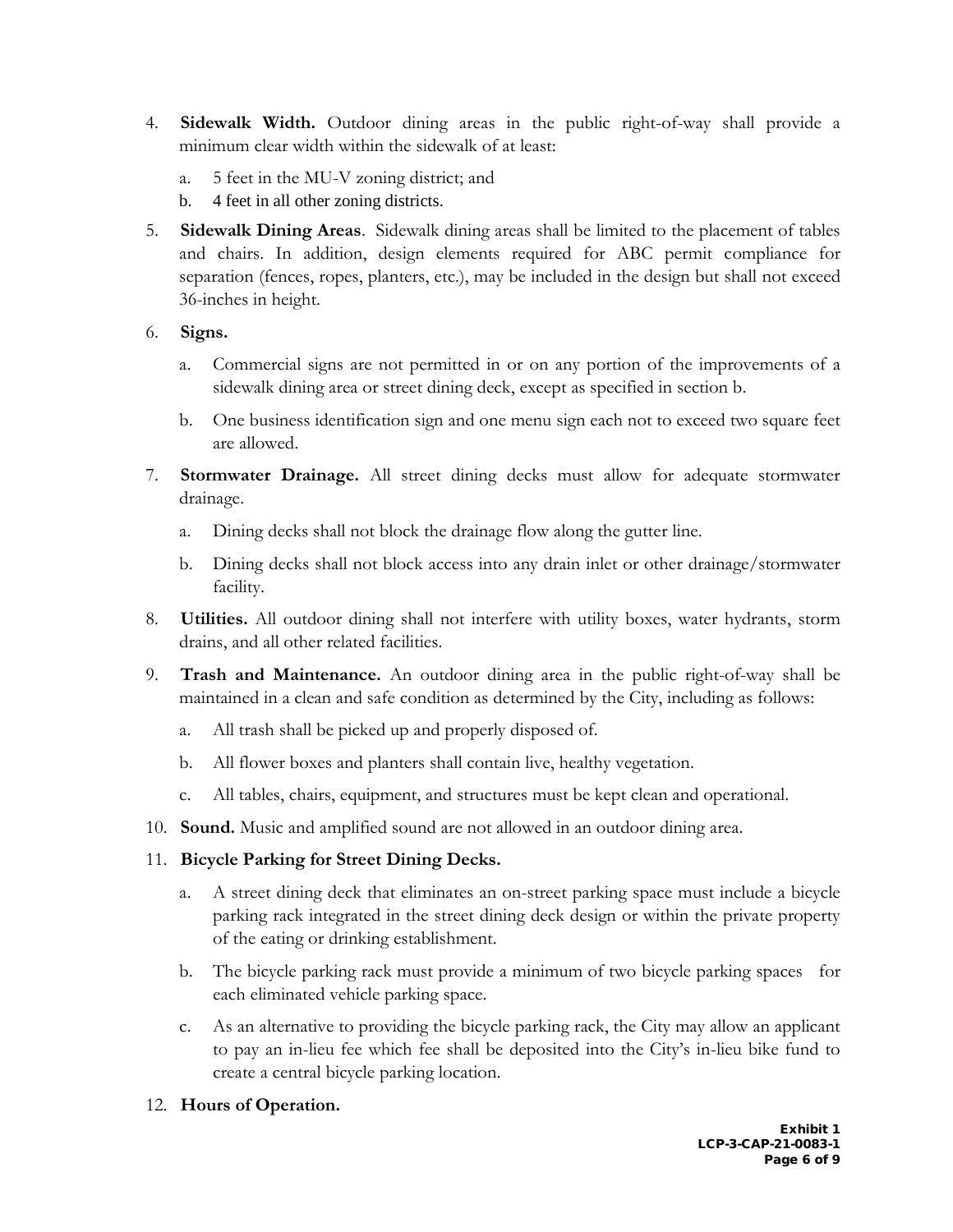4. **Sidewalk Width.** Outdoor dining areas in the public right-of-way shall provide a minimum clear width within the sidewalk of at least:
   a. 5 feet in the MU-V zoning district; and
   b. 4 feet in all other zoning districts.
5. **Sidewalk Dining Areas**. Sidewalk dining areas shall be limited to the placement of tables and chairs. In addition, design elements required for ABC permit compliance for separation (fences, ropes, planters, etc.), may be included in the design but shall not exceed 36-inches in height.
6. **Signs.**
   a. Commercial signs are not permitted in or on any portion of the improvements of a sidewalk dining area or street dining deck, except as specified in section b.
   b. One business identification sign and one menu sign each not to exceed two square feet are allowed.
7. **Stormwater Drainage.** All street dining decks must allow for adequate stormwater drainage.
   a. Dining decks shall not block the drainage flow along the gutter line.
   b. Dining decks shall not block access into any drain inlet or other drainage/stormwater facility.
8. **Utilities.** All outdoor dining shall not interfere with utility boxes, water hydrants, storm drains, and all other related facilities.
9. **Trash and Maintenance.** An outdoor dining area in the public right-of-way shall be maintained in a clean and safe condition as determined by the City, including as follows:
   a. All trash shall be picked up and properly disposed of.
   b. All flower boxes and planters shall contain live, healthy vegetation.
   c. All tables, chairs, equipment, and structures must be kept clean and operational.
10. **Sound.** Music and amplified sound are not allowed in an outdoor dining area.
11. **Bicycle Parking for Street Dining Decks.**
    a. A street dining deck that eliminates an on-street parking space must include a bicycle parking rack integrated in the street dining deck design or within the private property of the eating or drinking establishment.
    b. The bicycle parking rack must provide a minimum of two bicycle parking spaces for each eliminated vehicle parking space.
    c. As an alternative to providing the bicycle parking rack, the City may allow an applicant to pay an in-lieu fee which fee shall be deposited into the City's in-lieu bike fund to create a central bicycle parking location.
12. **Hours of Operation.**

Exhibit 1
LCP-3-CAP-21-0083-1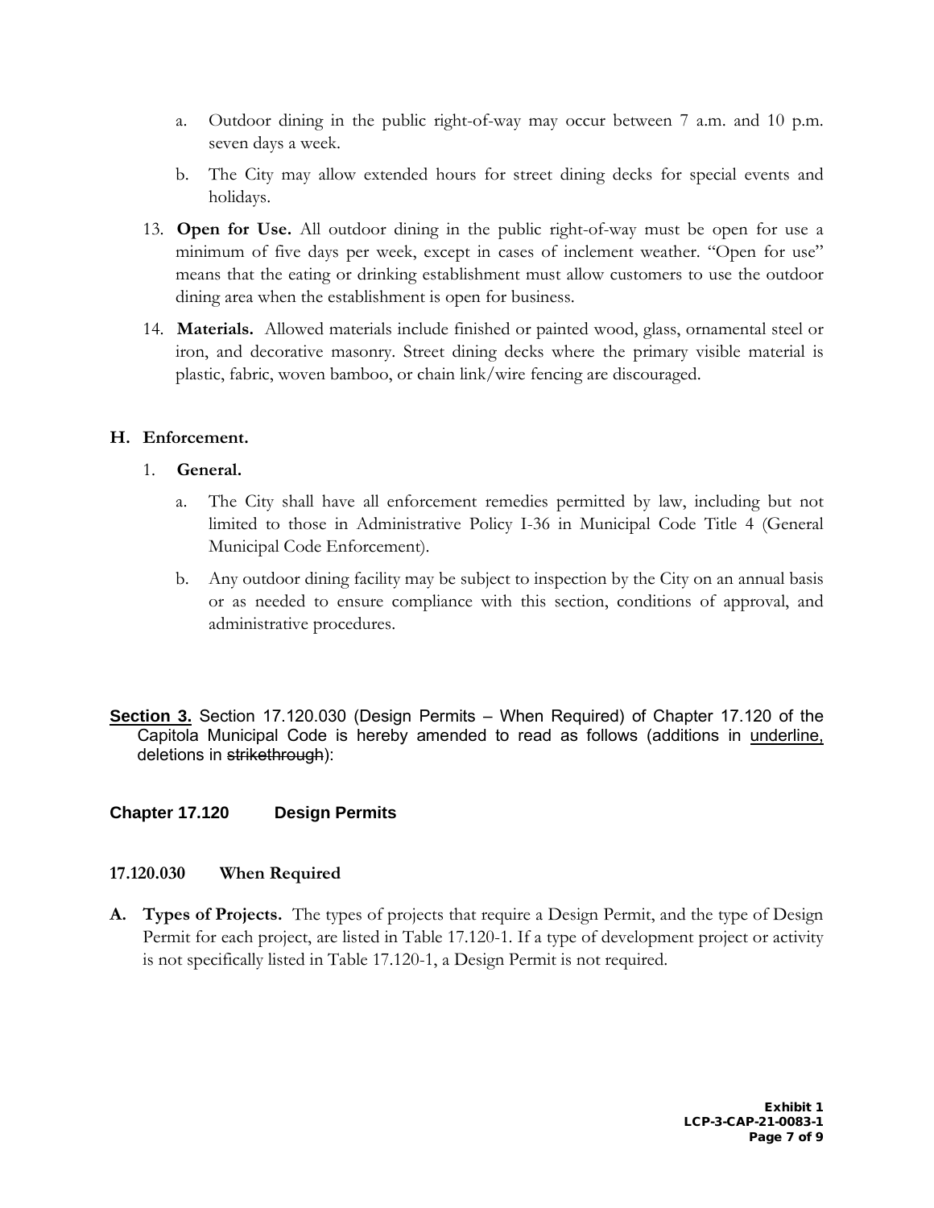a. Outdoor dining in the public right-of-way may occur between 7 a.m. and 10 p.m. seven days a week.

b. The City may allow extended hours for street dining decks for special events and holidays.

13. **Open for Use.** All outdoor dining in the public right-of-way must be open for use a minimum of five days per week, except in cases of inclement weather. "Open for use" means that the eating or drinking establishment must allow customers to use the outdoor dining area when the establishment is open for business.

14. **Materials.** Allowed materials include finished or painted wood, glass, ornamental steel or iron, and decorative masonry. Street dining decks where the primary visible material is plastic, fabric, woven bamboo, or chain link/wire fencing are discouraged.

**H. Enforcement.**

1. **General.**

   a. The City shall have all enforcement remedies permitted by law, including but not limited to those in Administrative Policy I-36 in Municipal Code Title 4 (General Municipal Code Enforcement).

   b. Any outdoor dining facility may be subject to inspection by the City on an annual basis or as needed to ensure compliance with this section, conditions of approval, and administrative procedures.

**Section 3.** Section 17.120.030 (Design Permits – When Required) of Chapter 17.120 of the Capitola Municipal Code is hereby amended to read as follows (additions in <u>underline,</u> deletions in ~~strikethrough~~):

### Chapter 17.120 Design Permits

**17.120.030 When Required**

**A. Types of Projects.** The types of projects that require a Design Permit, and the type of Design Permit for each project, are listed in Table 17.120-1. If a type of development project or activity is not specifically listed in Table 17.120-1, a Design Permit is not required.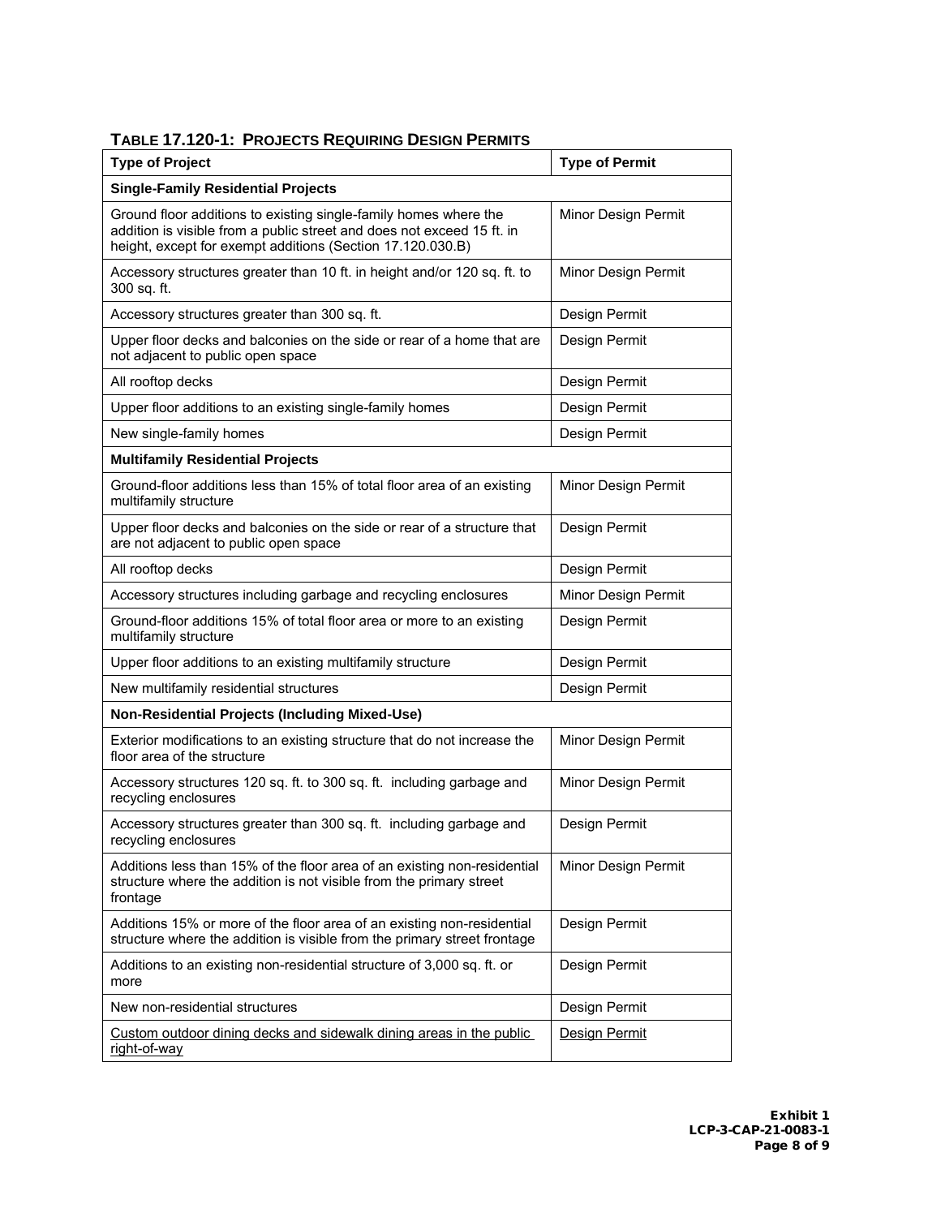**TABLE 17.120-1: PROJECTS REQUIRING DESIGN PERMITS**

| Type of Project | Type of Permit |
|---|---|
| **Single-Family Residential Projects** | |
| Ground floor additions to existing single-family homes where the addition is visible from a public street and does not exceed 15 ft. in height, except for exempt additions (Section 17.120.030.B) | Minor Design Permit |
| Accessory structures greater than 10 ft. in height and/or 120 sq. ft. to 300 sq. ft. | Minor Design Permit |
| Accessory structures greater than 300 sq. ft. | Design Permit |
| Upper floor decks and balconies on the side or rear of a home that are not adjacent to public open space | Design Permit |
| All rooftop decks | Design Permit |
| Upper floor additions to an existing single-family homes | Design Permit |
| New single-family homes | Design Permit |
| **Multifamily Residential Projects** | |
| Ground-floor additions less than 15% of total floor area of an existing multifamily structure | Minor Design Permit |
| Upper floor decks and balconies on the side or rear of a structure that are not adjacent to public open space | Design Permit |
| All rooftop decks | Design Permit |
| Accessory structures including garbage and recycling enclosures | Minor Design Permit |
| Ground-floor additions 15% of total floor area or more to an existing multifamily structure | Design Permit |
| Upper floor additions to an existing multifamily structure | Design Permit |
| New multifamily residential structures | Design Permit |
| **Non-Residential Projects (Including Mixed-Use)** | |
| Exterior modifications to an existing structure that do not increase the floor area of the structure | Minor Design Permit |
| Accessory structures 120 sq. ft. to 300 sq. ft. including garbage and recycling enclosures | Minor Design Permit |
| Accessory structures greater than 300 sq. ft. including garbage and recycling enclosures | Design Permit |
| Additions less than 15% of the floor area of an existing non-residential structure where the addition is not visible from the primary street frontage | Minor Design Permit |
| Additions 15% or more of the floor area of an existing non-residential structure where the addition is visible from the primary street frontage | Design Permit |
| Additions to an existing non-residential structure of 3,000 sq. ft. or more | Design Permit |
| New non-residential structures | Design Permit |
| <u>Custom outdoor dining decks and sidewalk dining areas in the public right-of-way</u> | <u>Design Permit</u> |

**Exhibit 1**
**LCP-3-CAP-21-0083-1**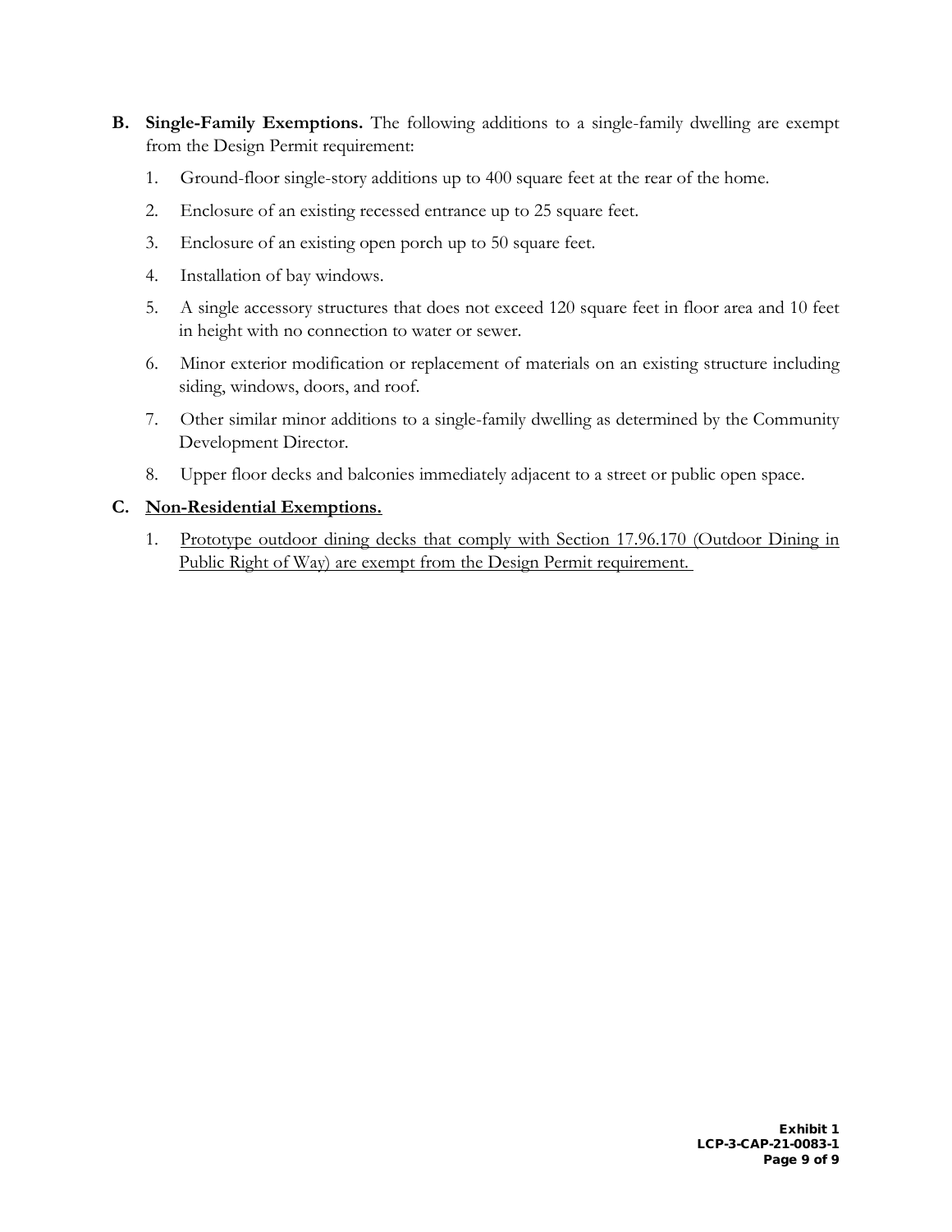**B. Single-Family Exemptions.** The following additions to a single-family dwelling are exempt from the Design Permit requirement:

1. Ground-floor single-story additions up to 400 square feet at the rear of the home.
2. Enclosure of an existing recessed entrance up to 25 square feet.
3. Enclosure of an existing open porch up to 50 square feet.
4. Installation of bay windows.
5. A single accessory structures that does not exceed 120 square feet in floor area and 10 feet in height with no connection to water or sewer.
6. Minor exterior modification or replacement of materials on an existing structure including siding, windows, doors, and roof.
7. Other similar minor additions to a single-family dwelling as determined by the Community Development Director.
8. Upper floor decks and balconies immediately adjacent to a street or public open space.

**C. <u>Non-Residential Exemptions.</u>**

1. <u>Prototype outdoor dining decks that comply with Section 17.96.170 (Outdoor Dining in Public Right of Way) are exempt from the Design Permit requirement.</u>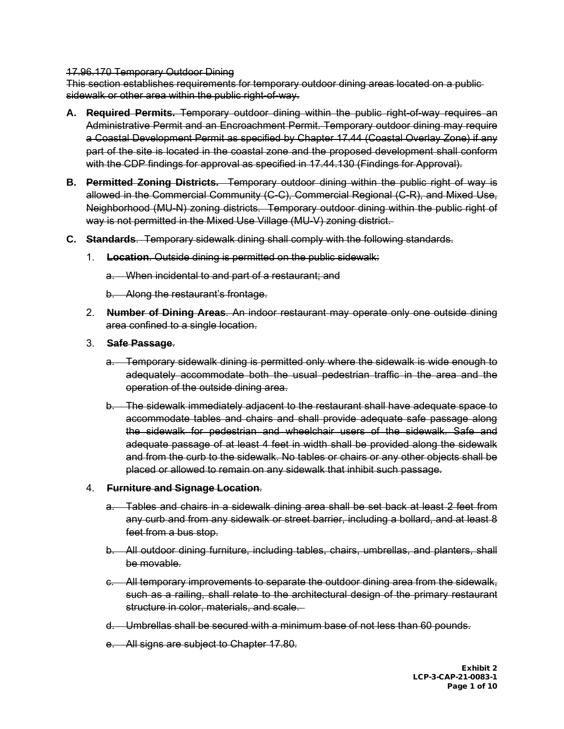~~17.96.170 Temporary Outdoor Dining~~

~~This section establishes requirements for temporary outdoor dining areas located on a public sidewalk or other area within the public right-of-way.~~

**A.** ~~**Required Permits.** Temporary outdoor dining within the public right-of-way requires an Administrative Permit and an Encroachment Permit. Temporary outdoor dining may require a Coastal Development Permit as specified by Chapter 17.44 (Coastal Overlay Zone) if any part of the site is located in the coastal zone and the proposed development shall conform with the CDP findings for approval as specified in 17.44.130 (Findings for Approval).~~

**B.** ~~**Permitted Zoning Districts.** Temporary outdoor dining within the public right of way is allowed in the Commercial Community (C-C), Commercial Regional (C-R), and Mixed Use, Neighborhood (MU-N) zoning districts. Temporary outdoor dining within the public right of way is not permitted in the Mixed Use Village (MU-V) zoning district.~~

**C.** ~~**Standards**. Temporary sidewalk dining shall comply with the following standards.~~

1. ~~**Location**. Outside dining is permitted on the public sidewalk:~~

   ~~a. When incidental to and part of a restaurant; and~~

   ~~b. Along the restaurant's frontage.~~

2. ~~**Number of Dining Areas**. An indoor restaurant may operate only one outside dining area confined to a single location.~~

3. ~~**Safe Passage**.~~

   ~~a. Temporary sidewalk dining is permitted only where the sidewalk is wide enough to adequately accommodate both the usual pedestrian traffic in the area and the operation of the outside dining area.~~

   ~~b. The sidewalk immediately adjacent to the restaurant shall have adequate space to accommodate tables and chairs and shall provide adequate safe passage along the sidewalk for pedestrian and wheelchair users of the sidewalk. Safe and adequate passage of at least 4 feet in width shall be provided along the sidewalk and from the curb to the sidewalk. No tables or chairs or any other objects shall be placed or allowed to remain on any sidewalk that inhibit such passage.~~

4. ~~**Furniture and Signage Location**.~~

   ~~a. Tables and chairs in a sidewalk dining area shall be set back at least 2 feet from any curb and from any sidewalk or street barrier, including a bollard, and at least 8 feet from a bus stop.~~

   ~~b. All outdoor dining furniture, including tables, chairs, umbrellas, and planters, shall be movable.~~

   ~~c. All temporary improvements to separate the outdoor dining area from the sidewalk, such as a railing, shall relate to the architectural design of the primary restaurant structure in color, materials, and scale.~~

   ~~d. Umbrellas shall be secured with a minimum base of not less than 60 pounds.~~

   ~~e. All signs are subject to Chapter 17.80.~~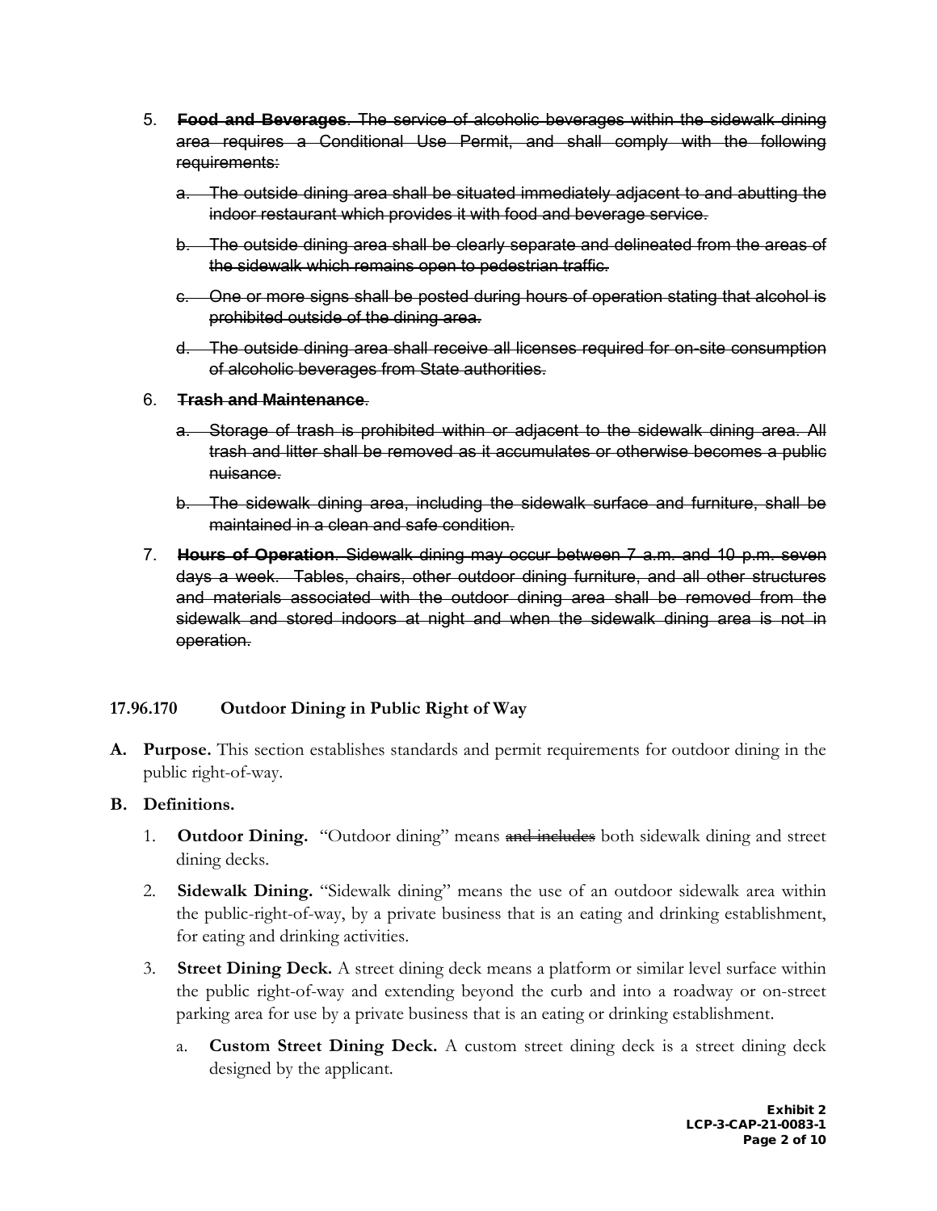5. ~~**Food and Beverages**. The service of alcoholic beverages within the sidewalk dining area requires a Conditional Use Permit, and shall comply with the following requirements:~~

   a. ~~The outside dining area shall be situated immediately adjacent to and abutting the indoor restaurant which provides it with food and beverage service.~~

   b. ~~The outside dining area shall be clearly separate and delineated from the areas of the sidewalk which remains open to pedestrian traffic.~~

   c. ~~One or more signs shall be posted during hours of operation stating that alcohol is prohibited outside of the dining area.~~

   d. ~~The outside dining area shall receive all licenses required for on-site consumption of alcoholic beverages from State authorities.~~

6. ~~**Trash and Maintenance**.~~

   a. ~~Storage of trash is prohibited within or adjacent to the sidewalk dining area. All trash and litter shall be removed as it accumulates or otherwise becomes a public nuisance.~~

   b. ~~The sidewalk dining area, including the sidewalk surface and furniture, shall be maintained in a clean and safe condition.~~

7. ~~**Hours of Operation**. Sidewalk dining may occur between 7 a.m. and 10 p.m. seven days a week. Tables, chairs, other outdoor dining furniture, and all other structures and materials associated with the outdoor dining area shall be removed from the sidewalk and stored indoors at night and when the sidewalk dining area is not in operation.~~

### 17.96.170 Outdoor Dining in Public Right of Way

**A. Purpose.** This section establishes standards and permit requirements for outdoor dining in the public right-of-way.

**B. Definitions.**

1. **Outdoor Dining.** "Outdoor dining" means ~~and includes~~ both sidewalk dining and street dining decks.

2. **Sidewalk Dining.** "Sidewalk dining" means the use of an outdoor sidewalk area within the public-right-of-way, by a private business that is an eating and drinking establishment, for eating and drinking activities.

3. **Street Dining Deck.** A street dining deck means a platform or similar level surface within the public right-of-way and extending beyond the curb and into a roadway or on-street parking area for use by a private business that is an eating or drinking establishment.

   a. **Custom Street Dining Deck.** A custom street dining deck is a street dining deck designed by the applicant.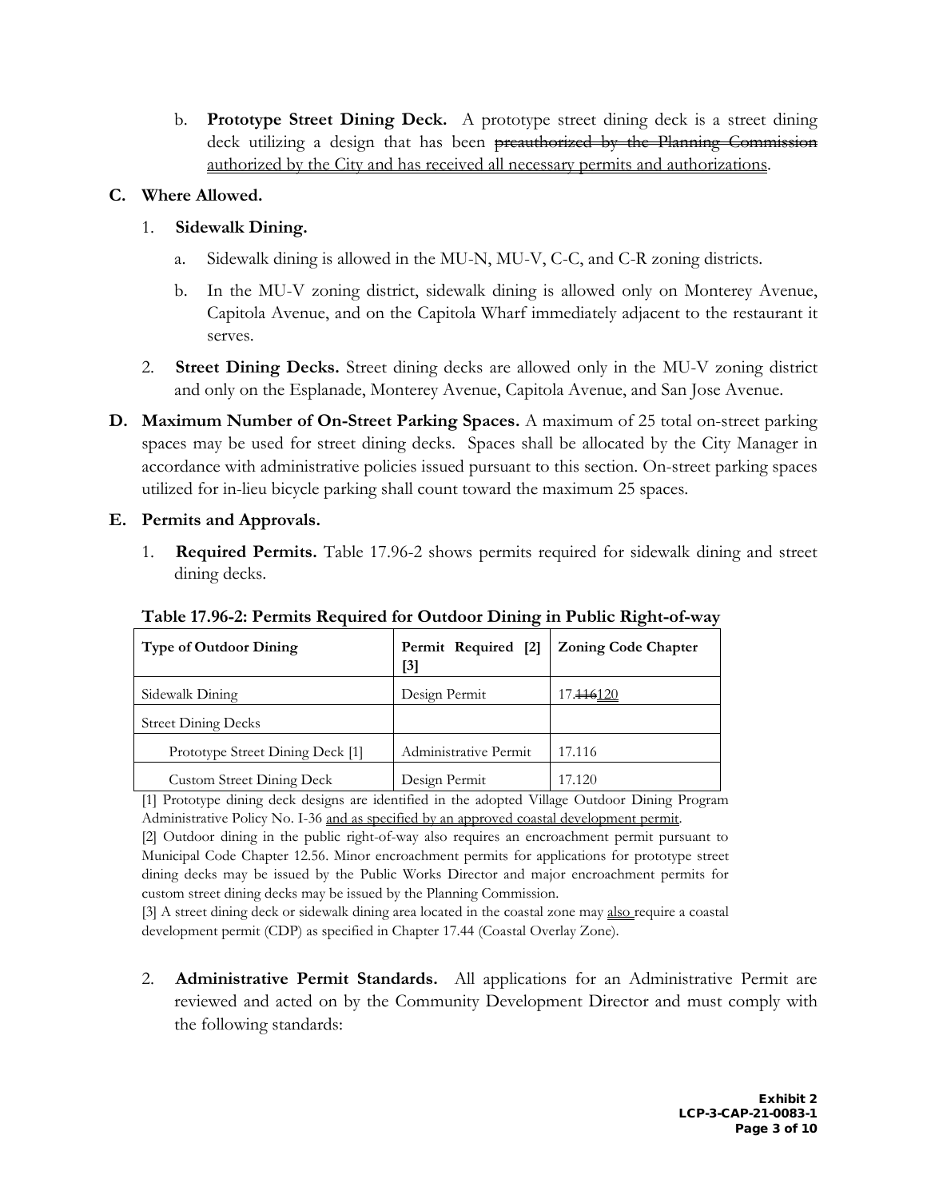b. **Prototype Street Dining Deck.** A prototype street dining deck is a street dining deck utilizing a design that has been ~~preauthorized by the Planning Commission~~ <u>authorized by the City and has received all necessary permits and authorizations</u>.

**C. Where Allowed.**

1. **Sidewalk Dining.**

   a. Sidewalk dining is allowed in the MU-N, MU-V, C-C, and C-R zoning districts.

   b. In the MU-V zoning district, sidewalk dining is allowed only on Monterey Avenue, Capitola Avenue, and on the Capitola Wharf immediately adjacent to the restaurant it serves.

2. **Street Dining Decks.** Street dining decks are allowed only in the MU-V zoning district and only on the Esplanade, Monterey Avenue, Capitola Avenue, and San Jose Avenue.

**D. Maximum Number of On-Street Parking Spaces.** A maximum of 25 total on-street parking spaces may be used for street dining decks. Spaces shall be allocated by the City Manager in accordance with administrative policies issued pursuant to this section. On-street parking spaces utilized for in-lieu bicycle parking shall count toward the maximum 25 spaces.

**E. Permits and Approvals.**

1. **Required Permits.** Table 17.96-2 shows permits required for sidewalk dining and street dining decks.

**Table 17.96-2: Permits Required for Outdoor Dining in Public Right-of-way**

| Type of Outdoor Dining | Permit Required [2] [3] | Zoning Code Chapter |
|---|---|---|
| Sidewalk Dining | Design Permit | 17.~~116~~<u>120</u> |
| Street Dining Decks | | |
| Prototype Street Dining Deck [1] | Administrative Permit | 17.116 |
| Custom Street Dining Deck | Design Permit | 17.120 |

[1] Prototype dining deck designs are identified in the adopted Village Outdoor Dining Program Administrative Policy No. I-36 <u>and as specified by an approved coastal development permit</u>.

[2] Outdoor dining in the public right-of-way also requires an encroachment permit pursuant to Municipal Code Chapter 12.56. Minor encroachment permits for applications for prototype street dining decks may be issued by the Public Works Director and major encroachment permits for custom street dining decks may be issued by the Planning Commission.

[3] A street dining deck or sidewalk dining area located in the coastal zone may <u>also</u> require a coastal development permit (CDP) as specified in Chapter 17.44 (Coastal Overlay Zone).

2. **Administrative Permit Standards.** All applications for an Administrative Permit are reviewed and acted on by the Community Development Director and must comply with the following standards: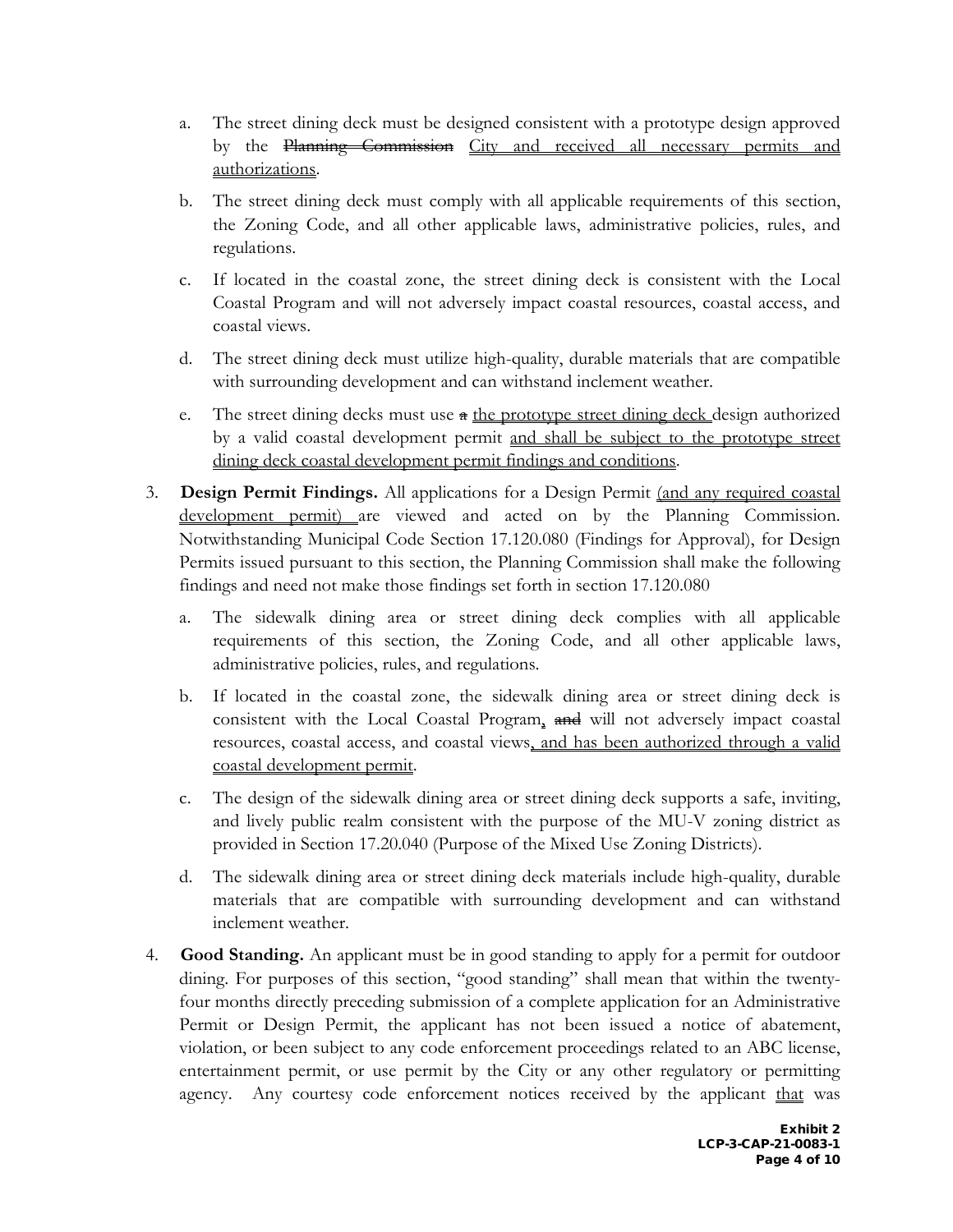a. The street dining deck must be designed consistent with a prototype design approved by the ~~Planning Commission~~ <u>City and received all necessary permits and authorizations</u>.

b. The street dining deck must comply with all applicable requirements of this section, the Zoning Code, and all other applicable laws, administrative policies, rules, and regulations.

c. If located in the coastal zone, the street dining deck is consistent with the Local Coastal Program and will not adversely impact coastal resources, coastal access, and coastal views.

d. The street dining deck must utilize high-quality, durable materials that are compatible with surrounding development and can withstand inclement weather.

e. The street dining decks must use ~~a~~ <u>the prototype street dining deck</u> design authorized by a valid coastal development permit <u>and shall be subject to the prototype street dining deck coastal development permit findings and conditions</u>.

3. **Design Permit Findings.** All applications for a Design Permit <u>(and any required coastal development permit)</u> are viewed and acted on by the Planning Commission. Notwithstanding Municipal Code Section 17.120.080 (Findings for Approval), for Design Permits issued pursuant to this section, the Planning Commission shall make the following findings and need not make those findings set forth in section 17.120.080

   a. The sidewalk dining area or street dining deck complies with all applicable requirements of this section, the Zoning Code, and all other applicable laws, administrative policies, rules, and regulations.

   b. If located in the coastal zone, the sidewalk dining area or street dining deck is consistent with the Local Coastal Program<u>,</u> ~~and~~ will not adversely impact coastal resources, coastal access, and coastal views<u>, and has been authorized through a valid coastal development permit</u>.

   c. The design of the sidewalk dining area or street dining deck supports a safe, inviting, and lively public realm consistent with the purpose of the MU-V zoning district as provided in Section 17.20.040 (Purpose of the Mixed Use Zoning Districts).

   d. The sidewalk dining area or street dining deck materials include high-quality, durable materials that are compatible with surrounding development and can withstand inclement weather.

4. **Good Standing.** An applicant must be in good standing to apply for a permit for outdoor dining. For purposes of this section, "good standing" shall mean that within the twenty-four months directly preceding submission of a complete application for an Administrative Permit or Design Permit, the applicant has not been issued a notice of abatement, violation, or been subject to any code enforcement proceedings related to an ABC license, entertainment permit, or use permit by the City or any other regulatory or permitting agency. Any courtesy code enforcement notices received by the applicant <u>that</u> was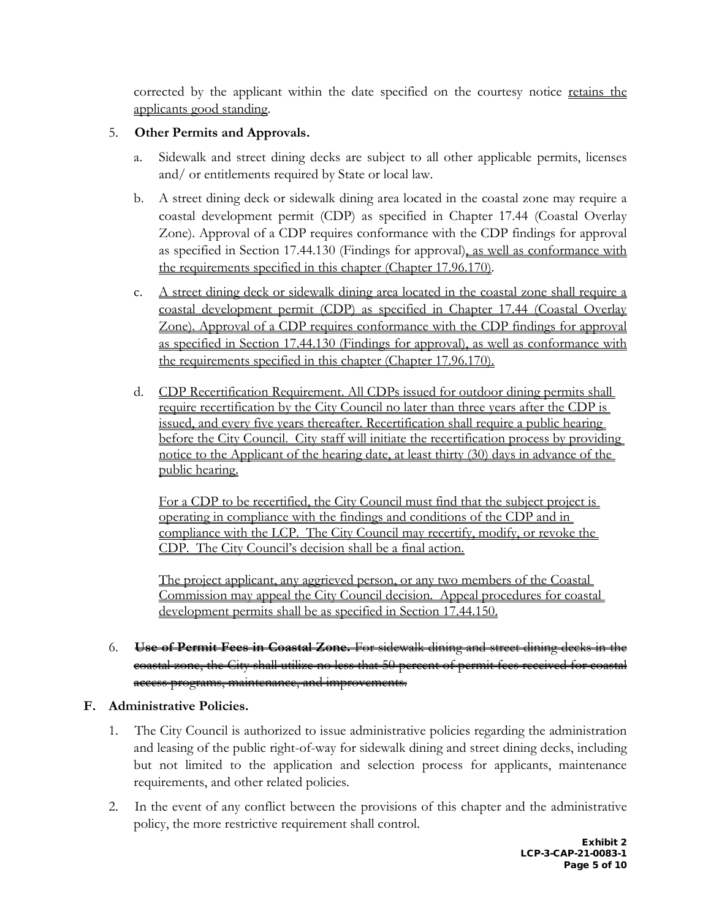corrected by the applicant within the date specified on the courtesy notice <u>retains the applicants good standing</u>.

5. **Other Permits and Approvals.**

   a. Sidewalk and street dining decks are subject to all other applicable permits, licenses and/ or entitlements required by State or local law.

   b. A street dining deck or sidewalk dining area located in the coastal zone may require a coastal development permit (CDP) as specified in Chapter 17.44 (Coastal Overlay Zone). Approval of a CDP requires conformance with the CDP findings for approval as specified in Section 17.44.130 (Findings for approval)<u>, as well as conformance with the requirements specified in this chapter (Chapter 17.96.170)</u>.

   c. <u>A street dining deck or sidewalk dining area located in the coastal zone shall require a coastal development permit (CDP) as specified in Chapter 17.44 (Coastal Overlay Zone). Approval of a CDP requires conformance with the CDP findings for approval as specified in Section 17.44.130 (Findings for approval), as well as conformance with the requirements specified in this chapter (Chapter 17.96.170).</u>

   d. <u>CDP Recertification Requirement. All CDPs issued for outdoor dining permits shall require recertification by the City Council no later than three years after the CDP is issued, and every five years thereafter. Recertification shall require a public hearing before the City Council. City staff will initiate the recertification process by providing notice to the Applicant of the hearing date, at least thirty (30) days in advance of the public hearing.</u>

      <u>For a CDP to be recertified, the City Council must find that the subject project is operating in compliance with the findings and conditions of the CDP and in compliance with the LCP. The City Council may recertify, modify, or revoke the CDP. The City Council's decision shall be a final action.</u>

      <u>The project applicant, any aggrieved person, or any two members of the Coastal Commission may appeal the City Council decision. Appeal procedures for coastal development permits shall be as specified in Section 17.44.150.</u>

6. ~~**Use of Permit Fees in Coastal Zone.** For sidewalk dining and street dining decks in the coastal zone, the City shall utilize no less that 50 percent of permit fees received for coastal access programs, maintenance, and improvements.~~

**F. Administrative Policies.**

1. The City Council is authorized to issue administrative policies regarding the administration and leasing of the public right-of-way for sidewalk dining and street dining decks, including but not limited to the application and selection process for applicants, maintenance requirements, and other related policies.

2. In the event of any conflict between the provisions of this chapter and the administrative policy, the more restrictive requirement shall control.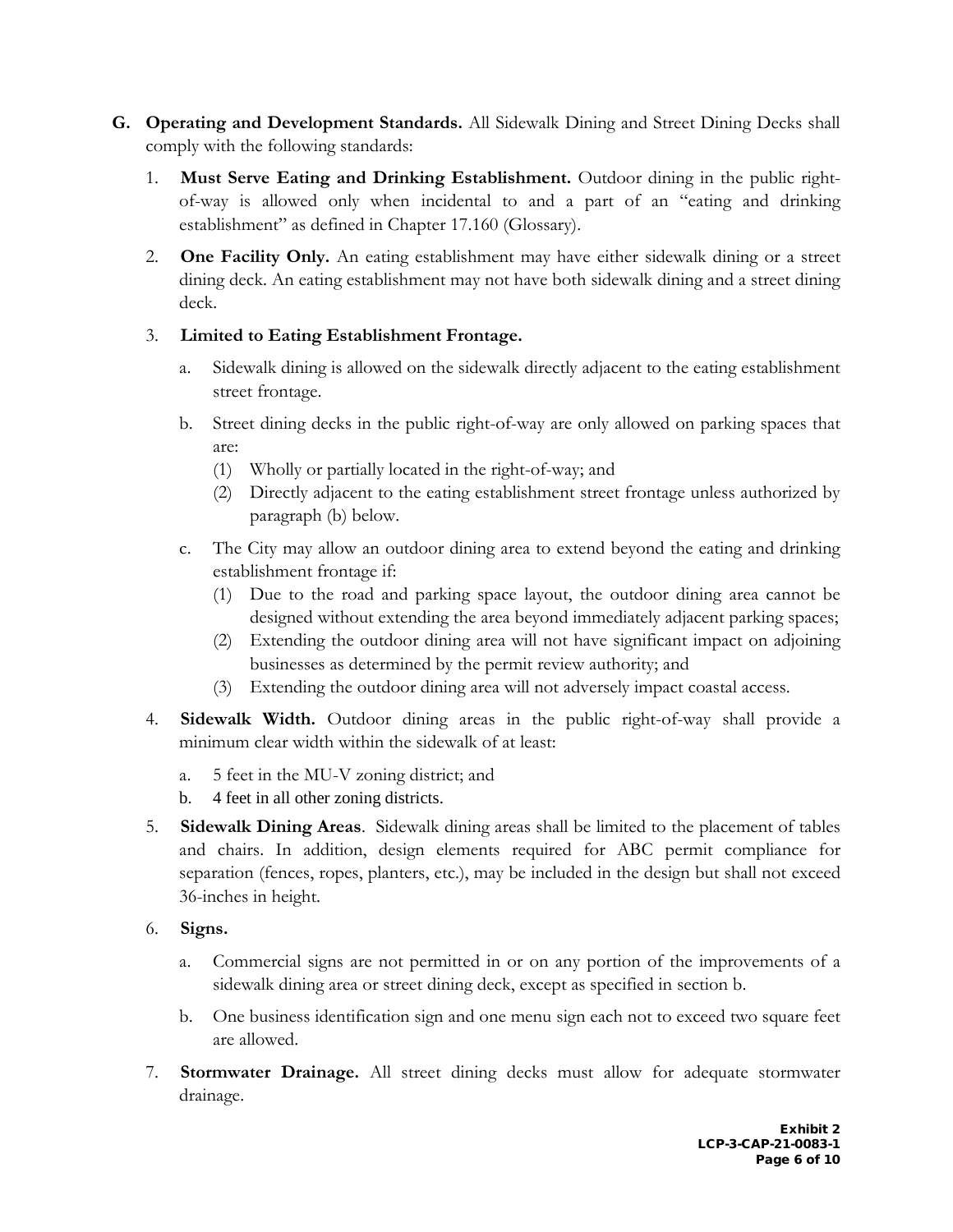**G. Operating and Development Standards.** All Sidewalk Dining and Street Dining Decks shall comply with the following standards:

1. **Must Serve Eating and Drinking Establishment.** Outdoor dining in the public right-of-way is allowed only when incidental to and a part of an "eating and drinking establishment" as defined in Chapter 17.160 (Glossary).

2. **One Facility Only.** An eating establishment may have either sidewalk dining or a street dining deck. An eating establishment may not have both sidewalk dining and a street dining deck.

3. **Limited to Eating Establishment Frontage.**

   a. Sidewalk dining is allowed on the sidewalk directly adjacent to the eating establishment street frontage.

   b. Street dining decks in the public right-of-way are only allowed on parking spaces that are:
      (1) Wholly or partially located in the right-of-way; and
      (2) Directly adjacent to the eating establishment street frontage unless authorized by paragraph (b) below.

   c. The City may allow an outdoor dining area to extend beyond the eating and drinking establishment frontage if:
      (1) Due to the road and parking space layout, the outdoor dining area cannot be designed without extending the area beyond immediately adjacent parking spaces;
      (2) Extending the outdoor dining area will not have significant impact on adjoining businesses as determined by the permit review authority; and
      (3) Extending the outdoor dining area will not adversely impact coastal access.

4. **Sidewalk Width.** Outdoor dining areas in the public right-of-way shall provide a minimum clear width within the sidewalk of at least:

   a. 5 feet in the MU-V zoning district; and
   b. 4 feet in all other zoning districts.

5. **Sidewalk Dining Areas**. Sidewalk dining areas shall be limited to the placement of tables and chairs. In addition, design elements required for ABC permit compliance for separation (fences, ropes, planters, etc.), may be included in the design but shall not exceed 36-inches in height.

6. **Signs.**

   a. Commercial signs are not permitted in or on any portion of the improvements of a sidewalk dining area or street dining deck, except as specified in section b.

   b. One business identification sign and one menu sign each not to exceed two square feet are allowed.

7. **Stormwater Drainage.** All street dining decks must allow for adequate stormwater drainage.

**Exhibit 2**
**LCP-3-CAP-21-0083-1**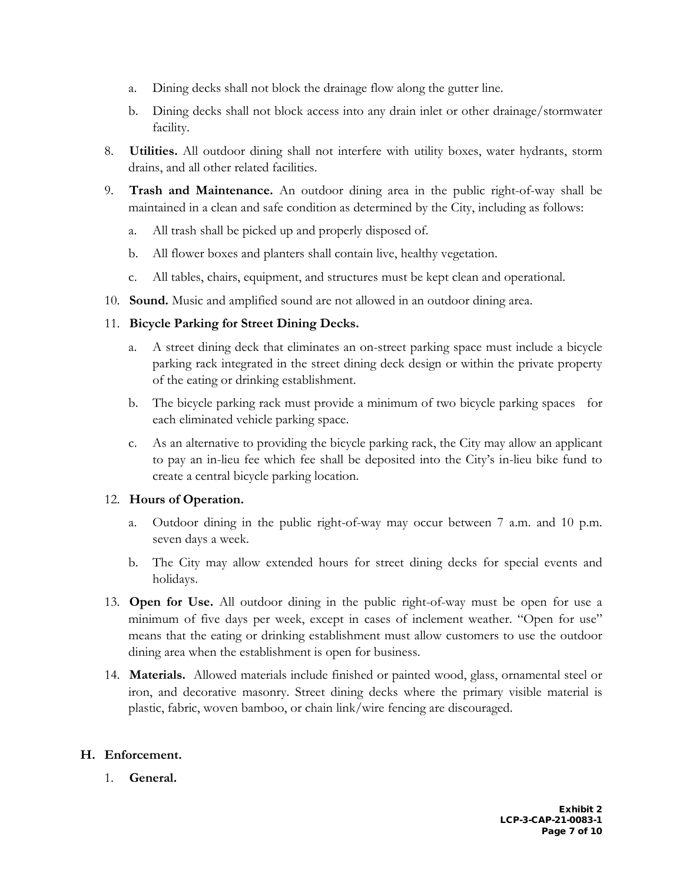a. Dining decks shall not block the drainage flow along the gutter line.

b. Dining decks shall not block access into any drain inlet or other drainage/stormwater facility.

8. **Utilities.** All outdoor dining shall not interfere with utility boxes, water hydrants, storm drains, and all other related facilities.

9. **Trash and Maintenance.** An outdoor dining area in the public right-of-way shall be maintained in a clean and safe condition as determined by the City, including as follows:

   a. All trash shall be picked up and properly disposed of.

   b. All flower boxes and planters shall contain live, healthy vegetation.

   c. All tables, chairs, equipment, and structures must be kept clean and operational.

10. **Sound.** Music and amplified sound are not allowed in an outdoor dining area.

11. **Bicycle Parking for Street Dining Decks.**

    a. A street dining deck that eliminates an on-street parking space must include a bicycle parking rack integrated in the street dining deck design or within the private property of the eating or drinking establishment.

    b. The bicycle parking rack must provide a minimum of two bicycle parking spaces for each eliminated vehicle parking space.

    c. As an alternative to providing the bicycle parking rack, the City may allow an applicant to pay an in-lieu fee which fee shall be deposited into the City's in-lieu bike fund to create a central bicycle parking location.

12. **Hours of Operation.**

    a. Outdoor dining in the public right-of-way may occur between 7 a.m. and 10 p.m. seven days a week.

    b. The City may allow extended hours for street dining decks for special events and holidays.

13. **Open for Use.** All outdoor dining in the public right-of-way must be open for use a minimum of five days per week, except in cases of inclement weather. "Open for use" means that the eating or drinking establishment must allow customers to use the outdoor dining area when the establishment is open for business.

14. **Materials.** Allowed materials include finished or painted wood, glass, ornamental steel or iron, and decorative masonry. Street dining decks where the primary visible material is plastic, fabric, woven bamboo, or chain link/wire fencing are discouraged.

**H. Enforcement.**

1. **General.**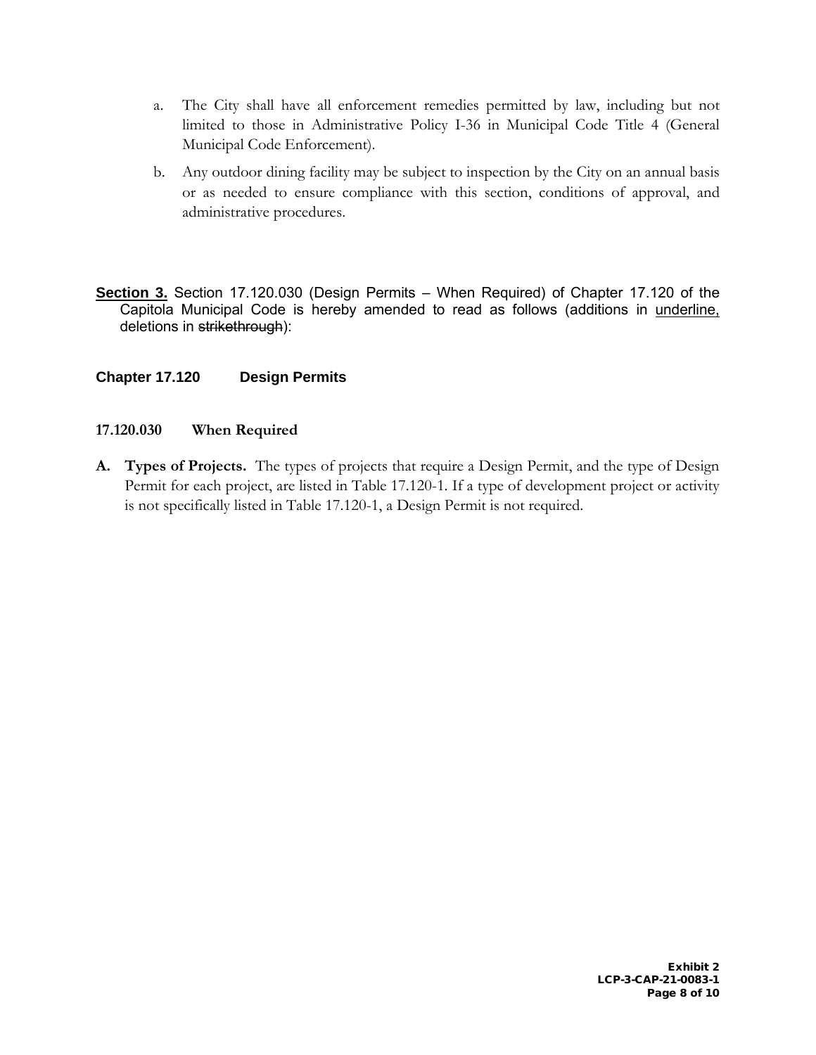a. The City shall have all enforcement remedies permitted by law, including but not limited to those in Administrative Policy I-36 in Municipal Code Title 4 (General Municipal Code Enforcement).

b. Any outdoor dining facility may be subject to inspection by the City on an annual basis or as needed to ensure compliance with this section, conditions of approval, and administrative procedures.

**Section 3.** Section 17.120.030 (Design Permits – When Required) of Chapter 17.120 of the Capitola Municipal Code is hereby amended to read as follows (additions in <u>underline,</u> deletions in ~~strikethrough~~):

### Chapter 17.120 Design Permits

### 17.120.030 When Required

**A. Types of Projects.** The types of projects that require a Design Permit, and the type of Design Permit for each project, are listed in Table 17.120-1. If a type of development project or activity is not specifically listed in Table 17.120-1, a Design Permit is not required.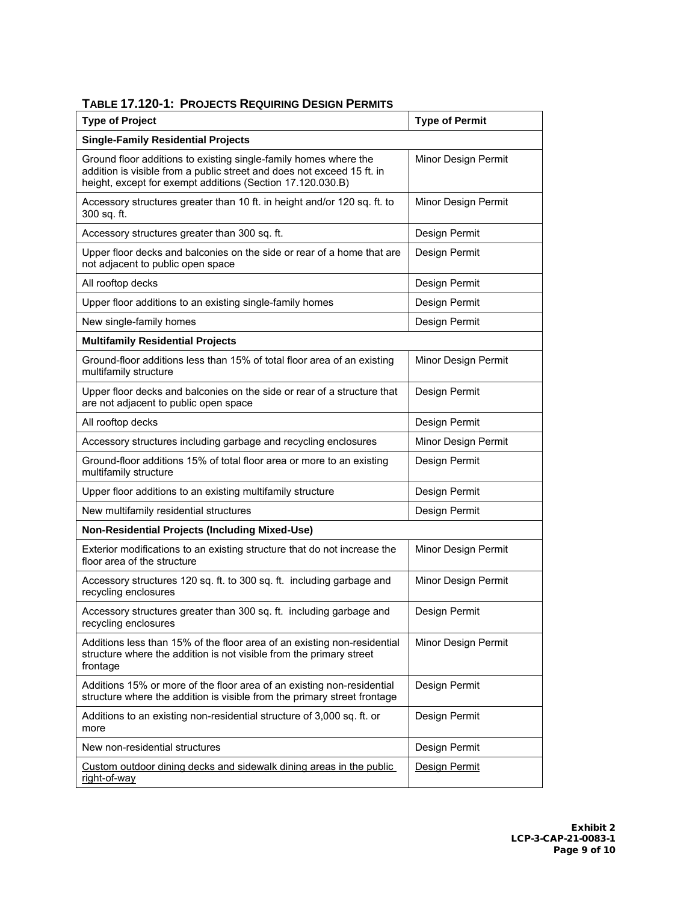**TABLE 17.120-1: PROJECTS REQUIRING DESIGN PERMITS**

| Type of Project | Type of Permit |
|---|---|
| **Single-Family Residential Projects** | |
| Ground floor additions to existing single-family homes where the addition is visible from a public street and does not exceed 15 ft. in height, except for exempt additions (Section 17.120.030.B) | Minor Design Permit |
| Accessory structures greater than 10 ft. in height and/or 120 sq. ft. to 300 sq. ft. | Minor Design Permit |
| Accessory structures greater than 300 sq. ft. | Design Permit |
| Upper floor decks and balconies on the side or rear of a home that are not adjacent to public open space | Design Permit |
| All rooftop decks | Design Permit |
| Upper floor additions to an existing single-family homes | Design Permit |
| New single-family homes | Design Permit |
| **Multifamily Residential Projects** | |
| Ground-floor additions less than 15% of total floor area of an existing multifamily structure | Minor Design Permit |
| Upper floor decks and balconies on the side or rear of a structure that are not adjacent to public open space | Design Permit |
| All rooftop decks | Design Permit |
| Accessory structures including garbage and recycling enclosures | Minor Design Permit |
| Ground-floor additions 15% of total floor area or more to an existing multifamily structure | Design Permit |
| Upper floor additions to an existing multifamily structure | Design Permit |
| New multifamily residential structures | Design Permit |
| **Non-Residential Projects (Including Mixed-Use)** | |
| Exterior modifications to an existing structure that do not increase the floor area of the structure | Minor Design Permit |
| Accessory structures 120 sq. ft. to 300 sq. ft. including garbage and recycling enclosures | Minor Design Permit |
| Accessory structures greater than 300 sq. ft. including garbage and recycling enclosures | Design Permit |
| Additions less than 15% of the floor area of an existing non-residential structure where the addition is not visible from the primary street frontage | Minor Design Permit |
| Additions 15% or more of the floor area of an existing non-residential structure where the addition is visible from the primary street frontage | Design Permit |
| Additions to an existing non-residential structure of 3,000 sq. ft. or more | Design Permit |
| New non-residential structures | Design Permit |
| <u>Custom outdoor dining decks and sidewalk dining areas in the public right-of-way</u> | <u>Design Permit</u> |

**Exhibit 2**
**LCP-3-CAP-21-0083-1**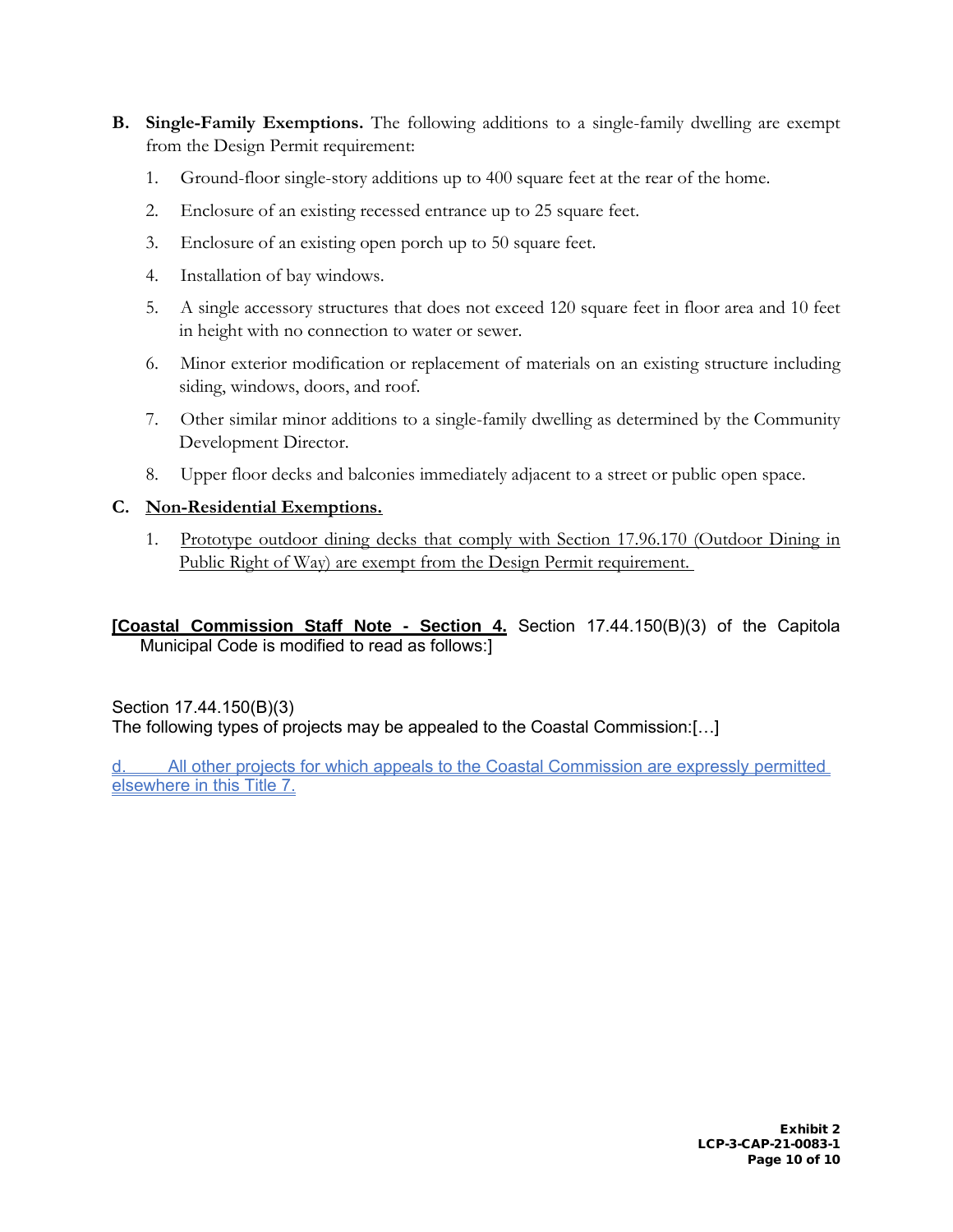**B. Single-Family Exemptions.** The following additions to a single-family dwelling are exempt from the Design Permit requirement:

1. Ground-floor single-story additions up to 400 square feet at the rear of the home.
2. Enclosure of an existing recessed entrance up to 25 square feet.
3. Enclosure of an existing open porch up to 50 square feet.
4. Installation of bay windows.
5. A single accessory structures that does not exceed 120 square feet in floor area and 10 feet in height with no connection to water or sewer.
6. Minor exterior modification or replacement of materials on an existing structure including siding, windows, doors, and roof.
7. Other similar minor additions to a single-family dwelling as determined by the Community Development Director.
8. Upper floor decks and balconies immediately adjacent to a street or public open space.

**C. <u>Non-Residential Exemptions.</u>**

1. <u>Prototype outdoor dining decks that comply with Section 17.96.170 (Outdoor Dining in Public Right of Way) are exempt from the Design Permit requirement.</u>

**[<u>Coastal Commission Staff Note - Section 4.</u>** Section 17.44.150(B)(3) of the Capitola Municipal Code is modified to read as follows:]

Section 17.44.150(B)(3)
The following types of projects may be appealed to the Coastal Commission:[…]

<u>d. All other projects for which appeals to the Coastal Commission are expressly permitted elsewhere in this Title 7.</u>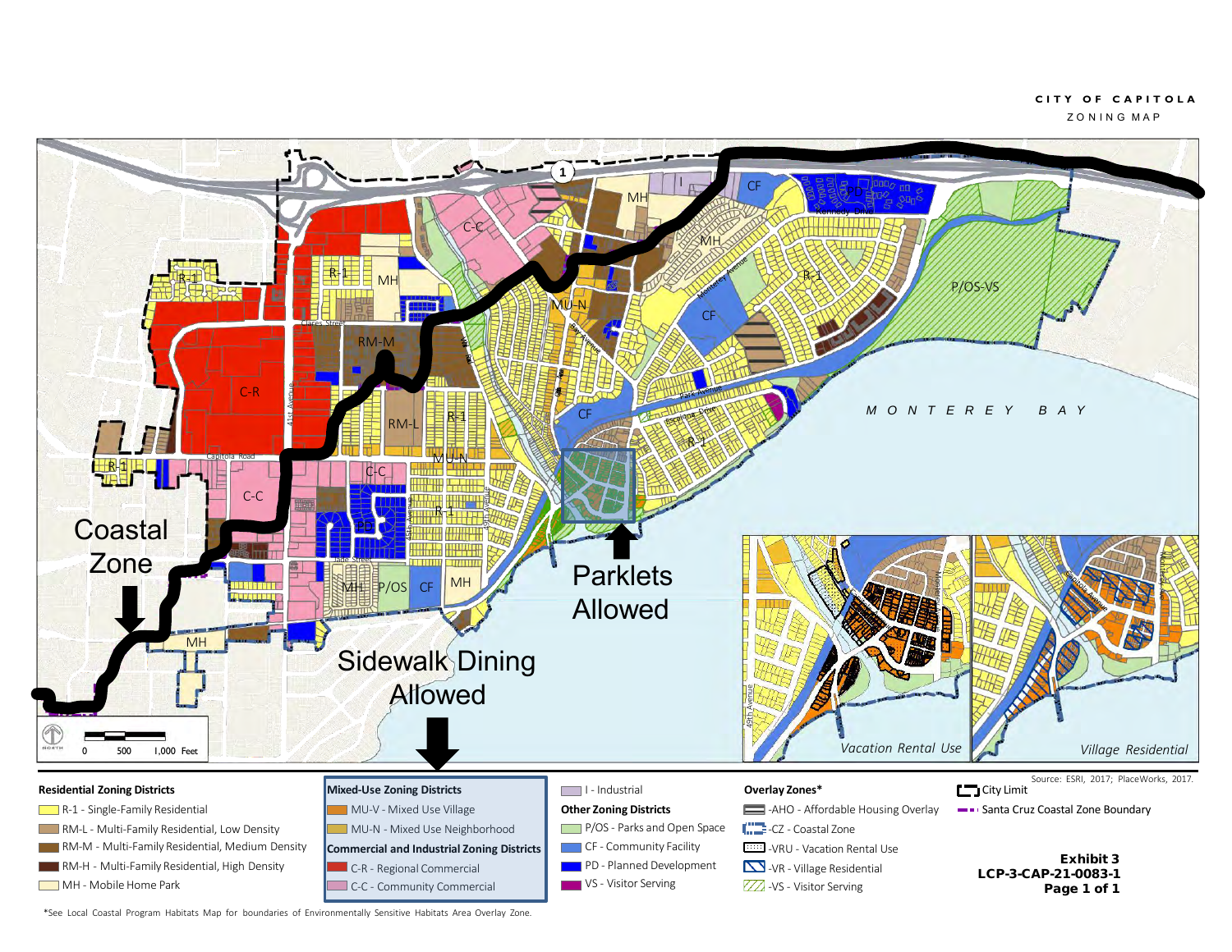CITY OF CAPITOLA

ZONING MAP

Coastal Zone

Parklets Allowed

Sidewalk Dining Allowed

MONTEREY BAY

Vacation Rental Use

Village Residential

0 500 1,000 Feet

**Residential Zoning Districts**

- R-1 - Single-Family Residential
- RM-L - Multi-Family Residential, Low Density
- RM-M - Multi-Family Residential, Medium Density
- RM-H - Multi-Family Residential, High Density
- MH - Mobile Home Park

**Mixed-Use Zoning Districts**

- MU-V - Mixed Use Village
- MU-N - Mixed Use Neighborhood

**Commercial and Industrial Zoning Districts**

- C-R - Regional Commercial
- C-C - Community Commercial

- I - Industrial

**Other Zoning Districts**

- P/OS - Parks and Open Space
- CF - Community Facility
- PD - Planned Development
- VS - Visitor Serving

**Overlay Zones***

- -AHO - Affordable Housing Overlay
- -CZ - Coastal Zone
- -VRU - Vacation Rental Use
- -VR - Village Residential
- -VS - Visitor Serving

City Limit

Santa Cruz Coastal Zone Boundary

Source: ESRI, 2017; PlaceWorks, 2017.

**Exhibit 3**
**LCP-3-CAP-21-0083-1**
**Page 1 of 1**

*See Local Coastal Program Habitats Map for boundaries of Environmentally Sensitive Habitats Area Overlay Zone.